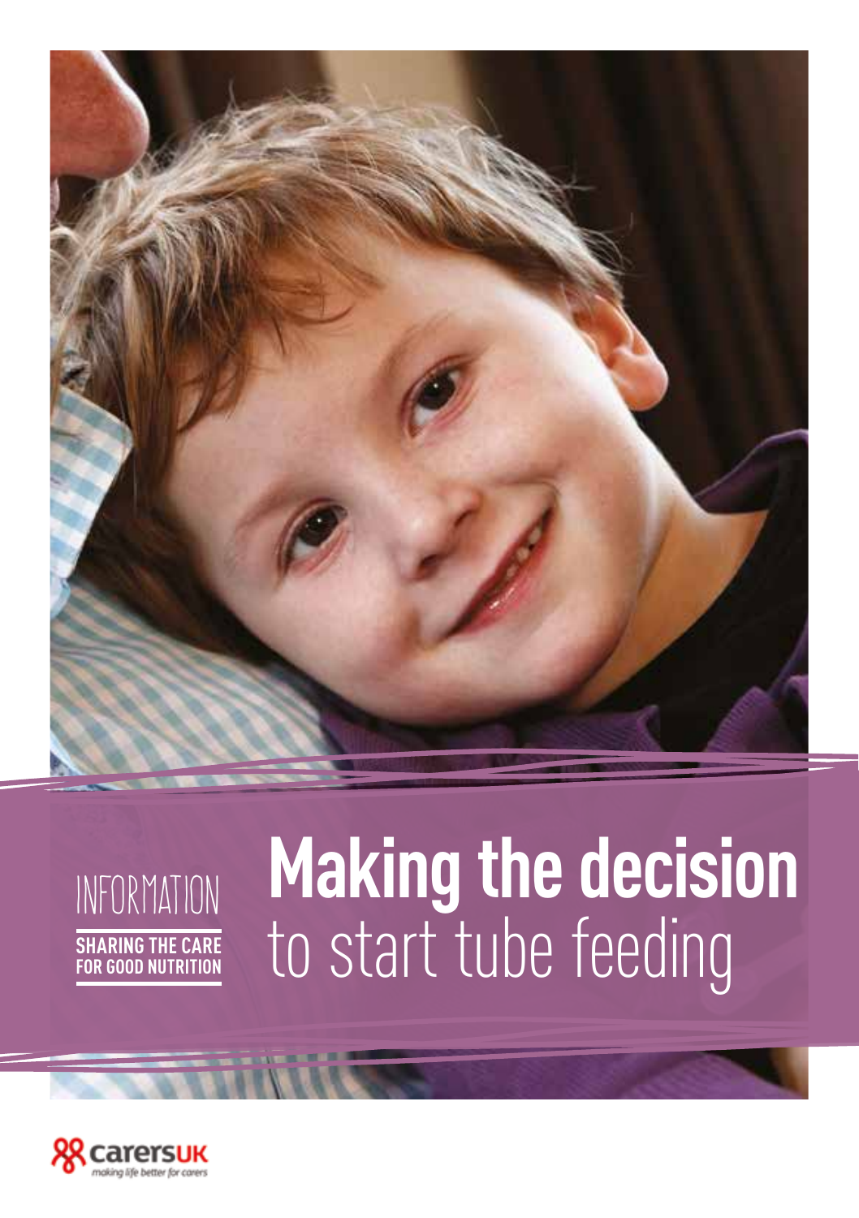INFORMATION

**SHARING THE CARE FOR GOOD NUTRITION**

# Making the decision to start tube feeding

carersuk

*making life better for carers*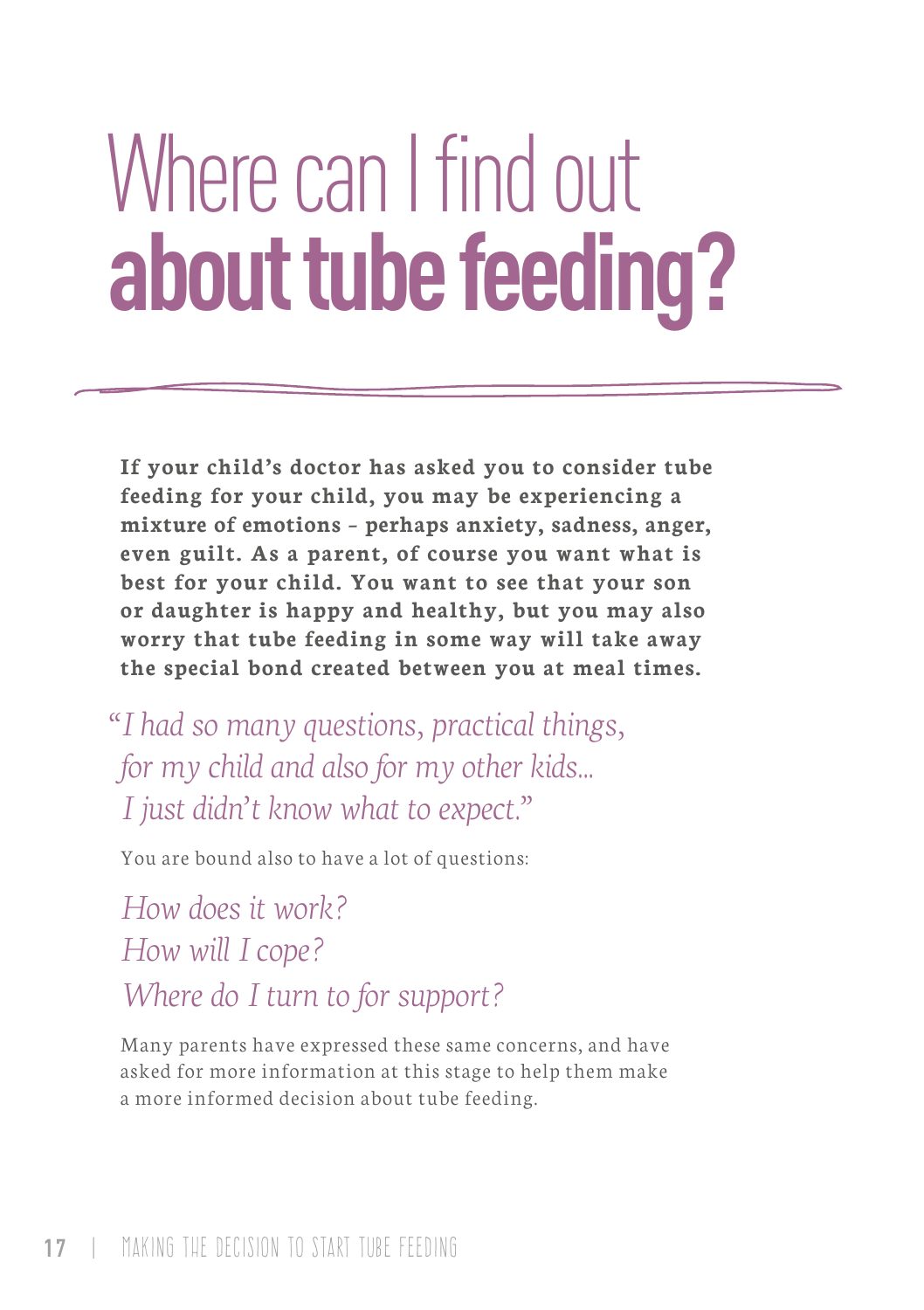# Where can I find out **about tube feeding?**

**If your child's doctor has asked you to consider tube feeding for your child, you may be experiencing a mixture of emotions – perhaps anxiety, sadness, anger, even guilt. As a parent, of course you want what is best for your child. You want to see that your son or daughter is happy and healthy, but you may also worry that tube feeding in some way will take away the special bond created between you at meal times.**

*"I had so many questions, practical things, for my child and also for my other kids... I just didn't know what to expect."*

You are bound also to have a lot of questions:

*How does it work?*
*How will I cope?*
*Where do I turn to for support?*

Many parents have expressed these same concerns, and have asked for more information at this stage to help them make a more informed decision about tube feeding.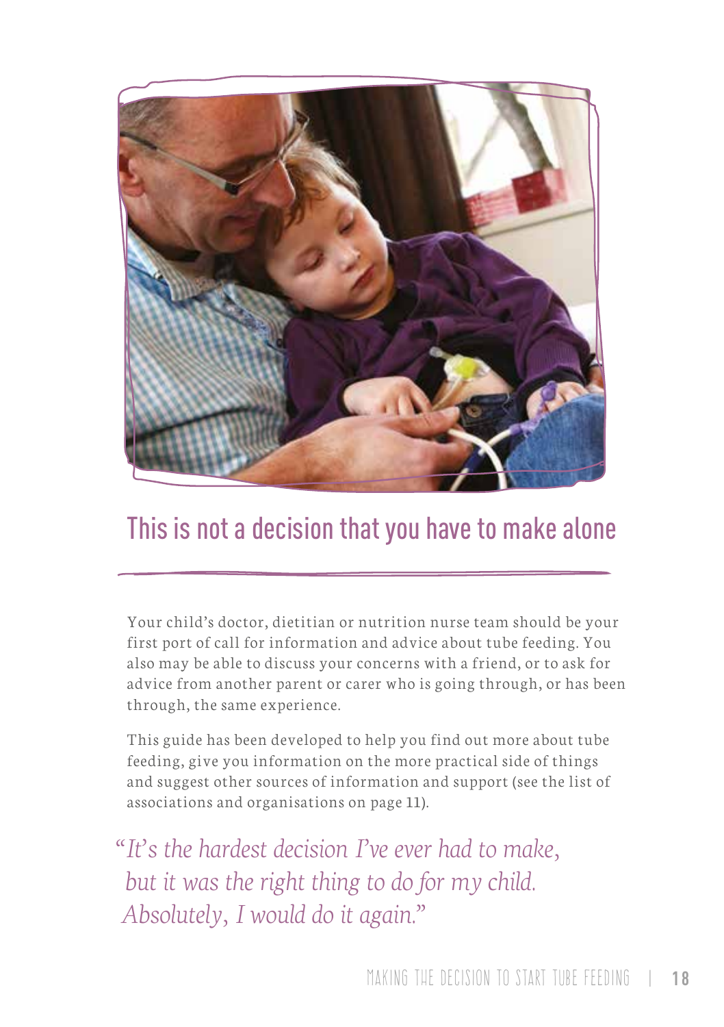## This is not a decision that you have to make alone

Your child's doctor, dietitian or nutrition nurse team should be your first port of call for information and advice about tube feeding. You also may be able to discuss your concerns with a friend, or to ask for advice from another parent or carer who is going through, or has been through, the same experience.

This guide has been developed to help you find out more about tube feeding, give you information on the more practical side of things and suggest other sources of information and support (see the list of associations and organisations on page 11).

*"It's the hardest decision I've ever had to make, but it was the right thing to do for my child. Absolutely, I would do it again."*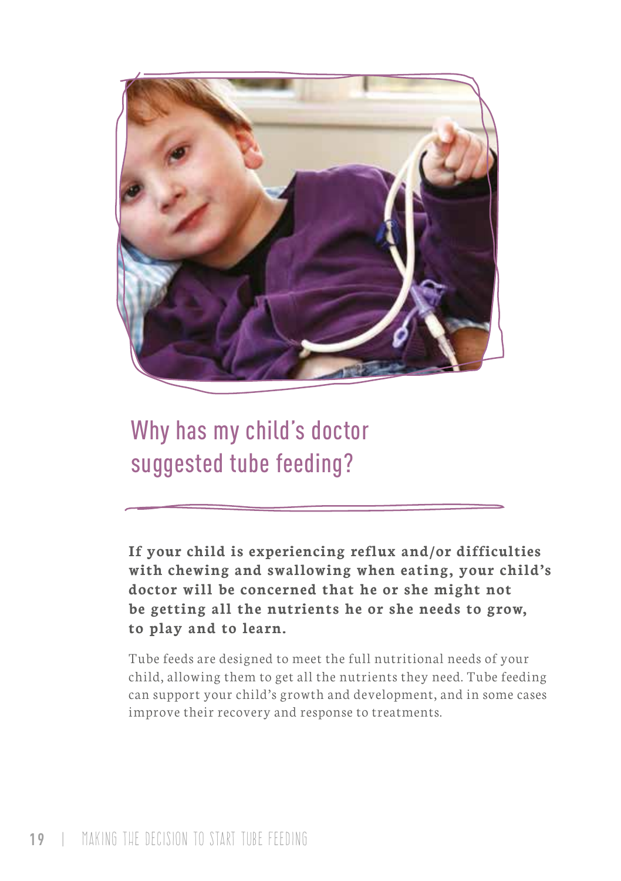# Why has my child's doctor suggested tube feeding?

**If your child is experiencing reflux and/or difficulties with chewing and swallowing when eating, your child's doctor will be concerned that he or she might not be getting all the nutrients he or she needs to grow, to play and to learn.**

Tube feeds are designed to meet the full nutritional needs of your child, allowing them to get all the nutrients they need. Tube feeding can support your child's growth and development, and in some cases improve their recovery and response to treatments.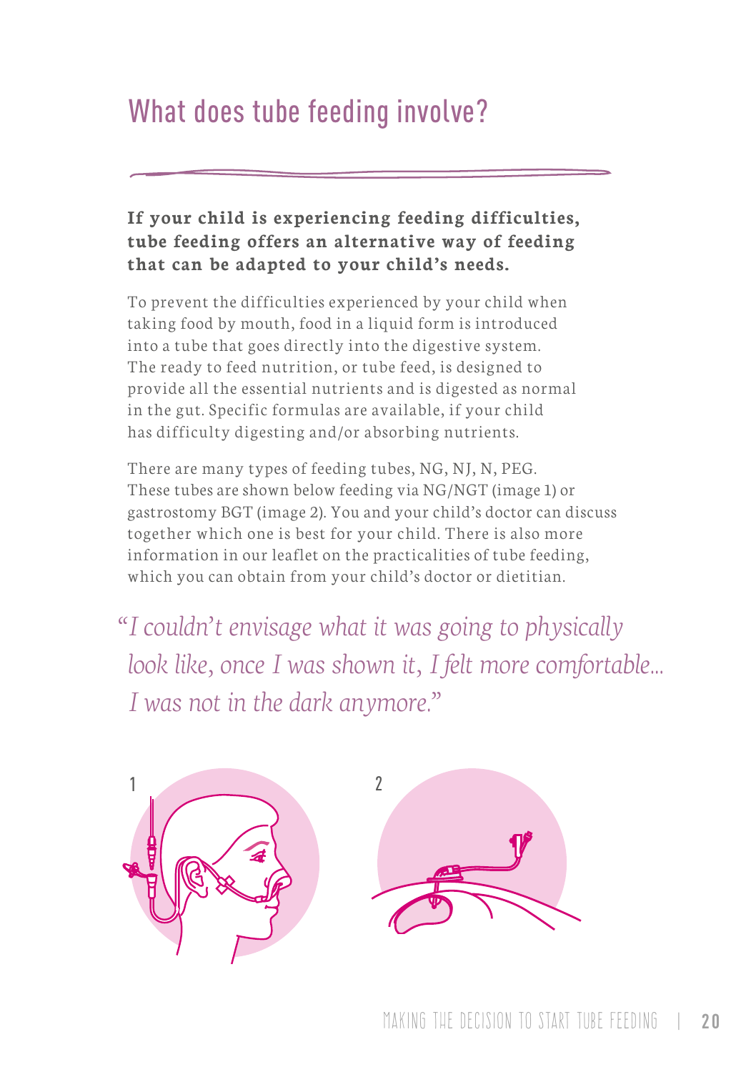# What does tube feeding involve?

**If your child is experiencing feeding difficulties, tube feeding offers an alternative way of feeding that can be adapted to your child's needs.**

To prevent the difficulties experienced by your child when taking food by mouth, food in a liquid form is introduced into a tube that goes directly into the digestive system. The ready to feed nutrition, or tube feed, is designed to provide all the essential nutrients and is digested as normal in the gut. Specific formulas are available, if your child has difficulty digesting and/or absorbing nutrients.

There are many types of feeding tubes, NG, NJ, N, PEG. These tubes are shown below feeding via NG/NGT (image 1) or gastrostomy BGT (image 2). You and your child's doctor can discuss together which one is best for your child. There is also more information in our leaflet on the practicalities of tube feeding, which you can obtain from your child's doctor or dietitian.

*"I couldn't envisage what it was going to physically look like, once I was shown it, I felt more comfortable... I was not in the dark anymore."*

1

2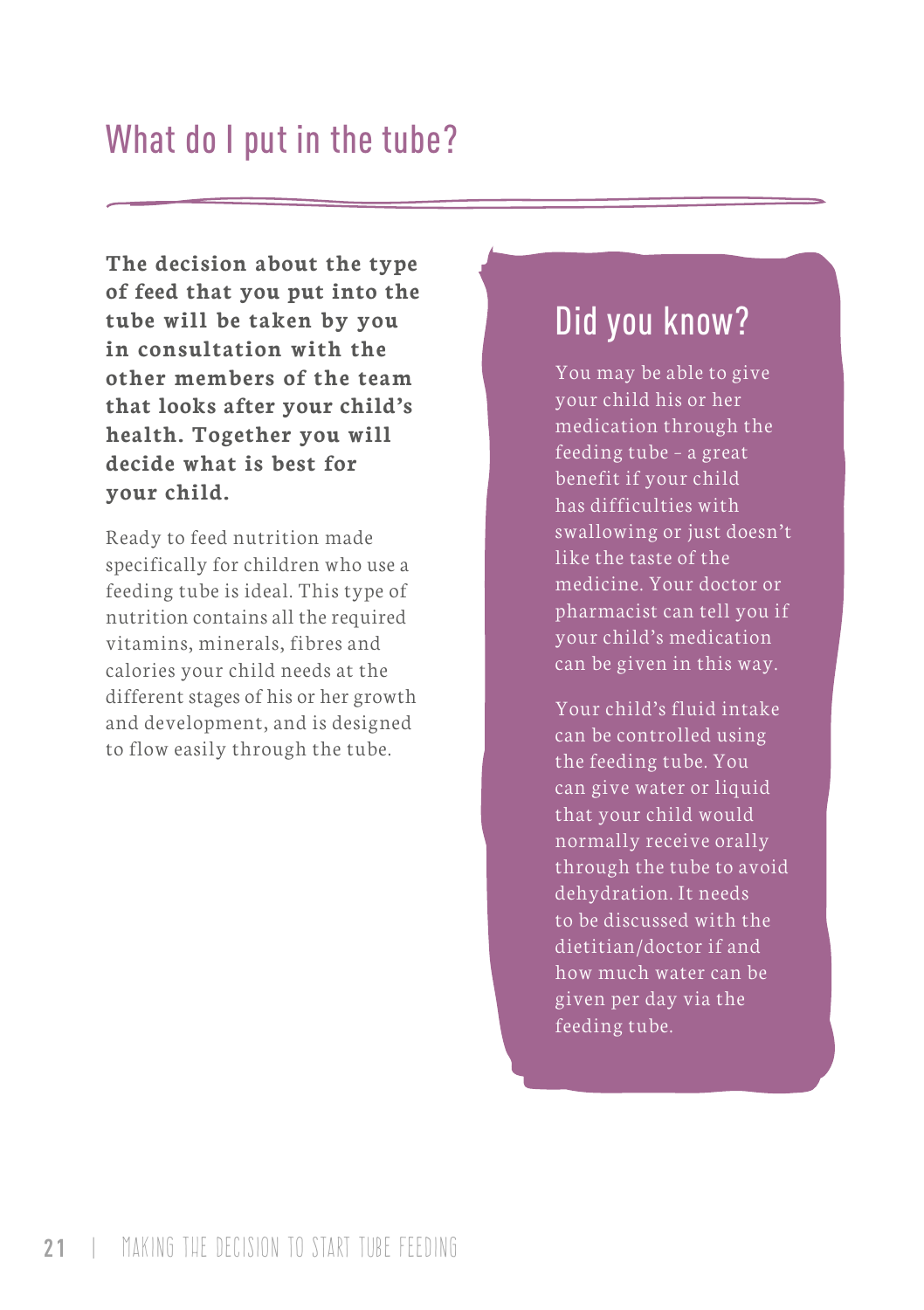# What do I put in the tube?

**The decision about the type of feed that you put into the tube will be taken by you in consultation with the other members of the team that looks after your child's health. Together you will decide what is best for your child.**

Ready to feed nutrition made specifically for children who use a feeding tube is ideal. This type of nutrition contains all the required vitamins, minerals, fibres and calories your child needs at the different stages of his or her growth and development, and is designed to flow easily through the tube.

## Did you know?

You may be able to give your child his or her medication through the feeding tube – a great benefit if your child has difficulties with swallowing or just doesn't like the taste of the medicine. Your doctor or pharmacist can tell you if your child's medication can be given in this way.

Your child's fluid intake can be controlled using the feeding tube. You can give water or liquid that your child would normally receive orally through the tube to avoid dehydration. It needs to be discussed with the dietitian/doctor if and how much water can be given per day via the feeding tube.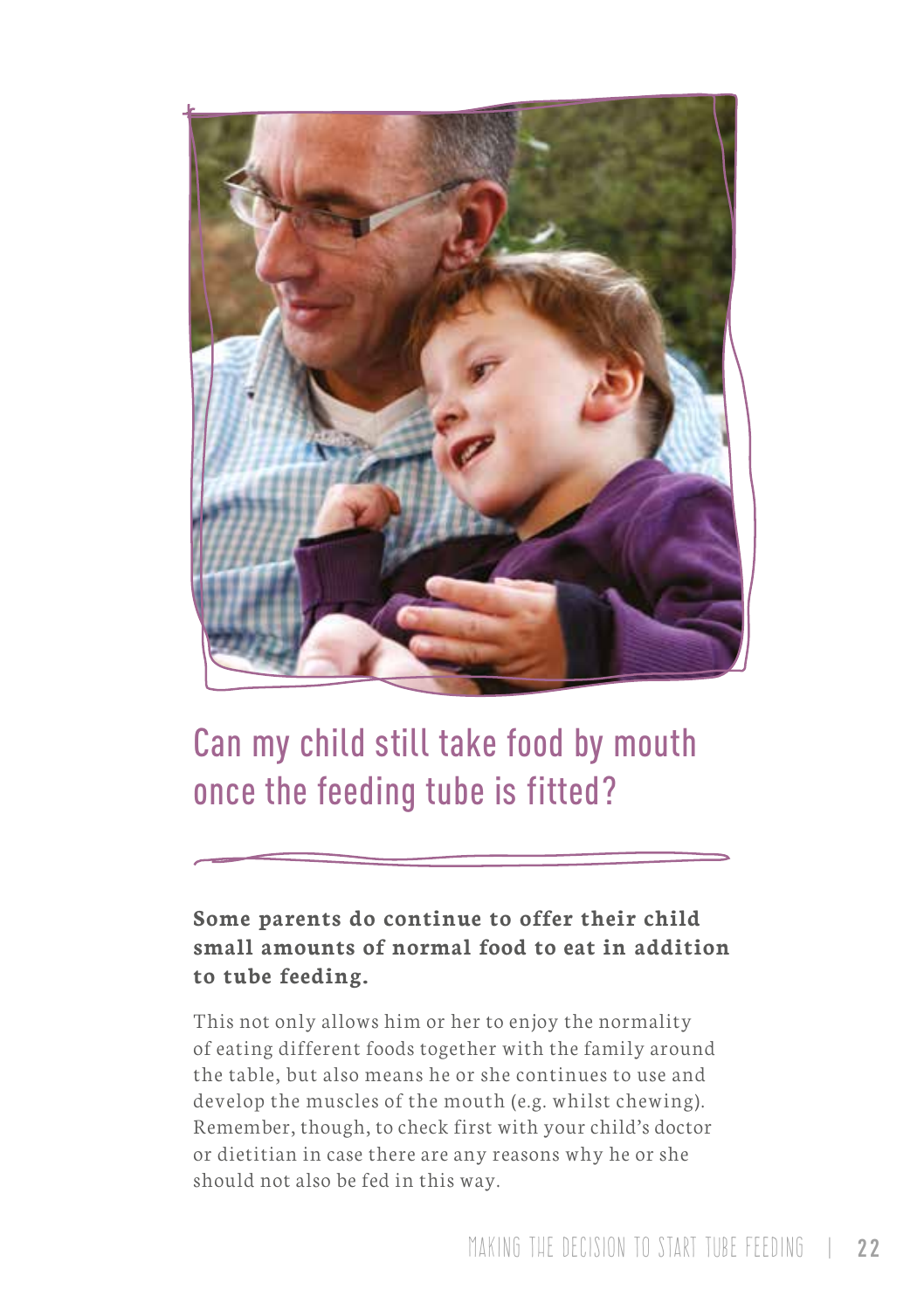## Can my child still take food by mouth once the feeding tube is fitted?

**Some parents do continue to offer their child small amounts of normal food to eat in addition to tube feeding.**

This not only allows him or her to enjoy the normality of eating different foods together with the family around the table, but also means he or she continues to use and develop the muscles of the mouth (e.g. whilst chewing). Remember, though, to check first with your child's doctor or dietitian in case there are any reasons why he or she should not also be fed in this way.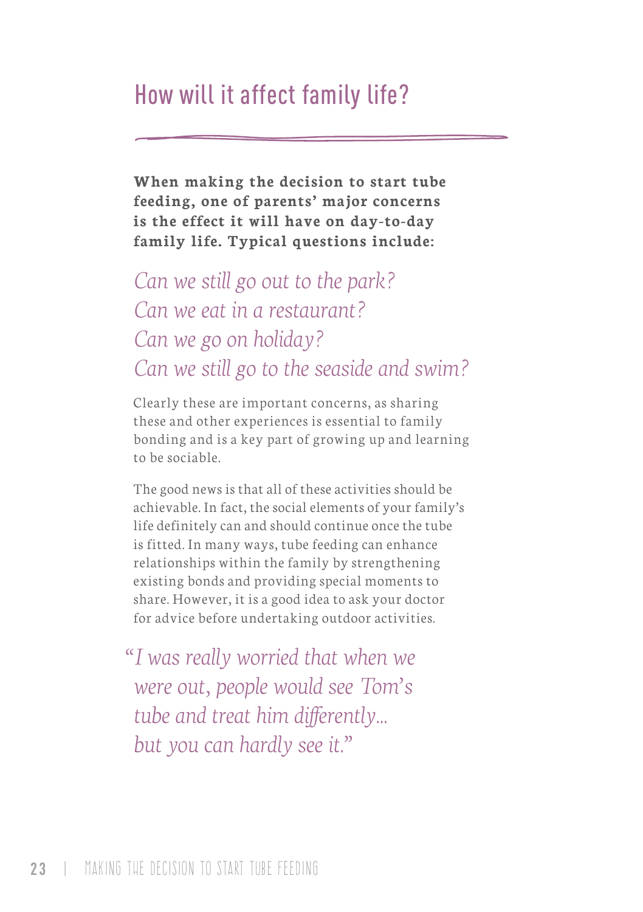## How will it affect family life?

**When making the decision to start tube feeding, one of parents' major concerns is the effect it will have on day-to-day family life. Typical questions include:**

*Can we still go out to the park?*
*Can we eat in a restaurant?*
*Can we go on holiday?*
*Can we still go to the seaside and swim?*

Clearly these are important concerns, as sharing these and other experiences is essential to family bonding and is a key part of growing up and learning to be sociable.

The good news is that all of these activities should be achievable. In fact, the social elements of your family's life definitely can and should continue once the tube is fitted. In many ways, tube feeding can enhance relationships within the family by strengthening existing bonds and providing special moments to share. However, it is a good idea to ask your doctor for advice before undertaking outdoor activities.

*"I was really worried that when we were out, people would see Tom's tube and treat him differently... but you can hardly see it."*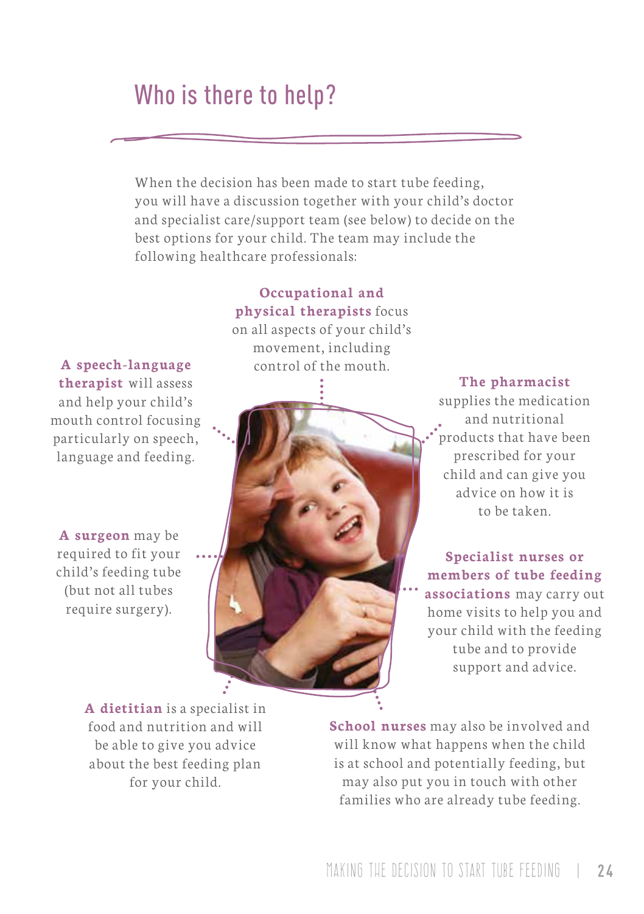## Who is there to help?

When the decision has been made to start tube feeding, you will have a discussion together with your child's doctor and specialist care/support team (see below) to decide on the best options for your child. The team may include the following healthcare professionals:

**Occupational and physical therapists** focus on all aspects of your child's movement, including control of the mouth.

**A speech-language therapist** will assess and help your child's mouth control focusing particularly on speech, language and feeding.

**The pharmacist** supplies the medication and nutritional products that have been prescribed for your child and can give you advice on how it is to be taken.

**A surgeon** may be required to fit your child's feeding tube (but not all tubes require surgery).

**Specialist nurses or members of tube feeding associations** may carry out home visits to help you and your child with the feeding tube and to provide support and advice.

**A dietitian** is a specialist in food and nutrition and will be able to give you advice about the best feeding plan for your child.

**School nurses** may also be involved and will know what happens when the child is at school and potentially feeding, but may also put you in touch with other families who are already tube feeding.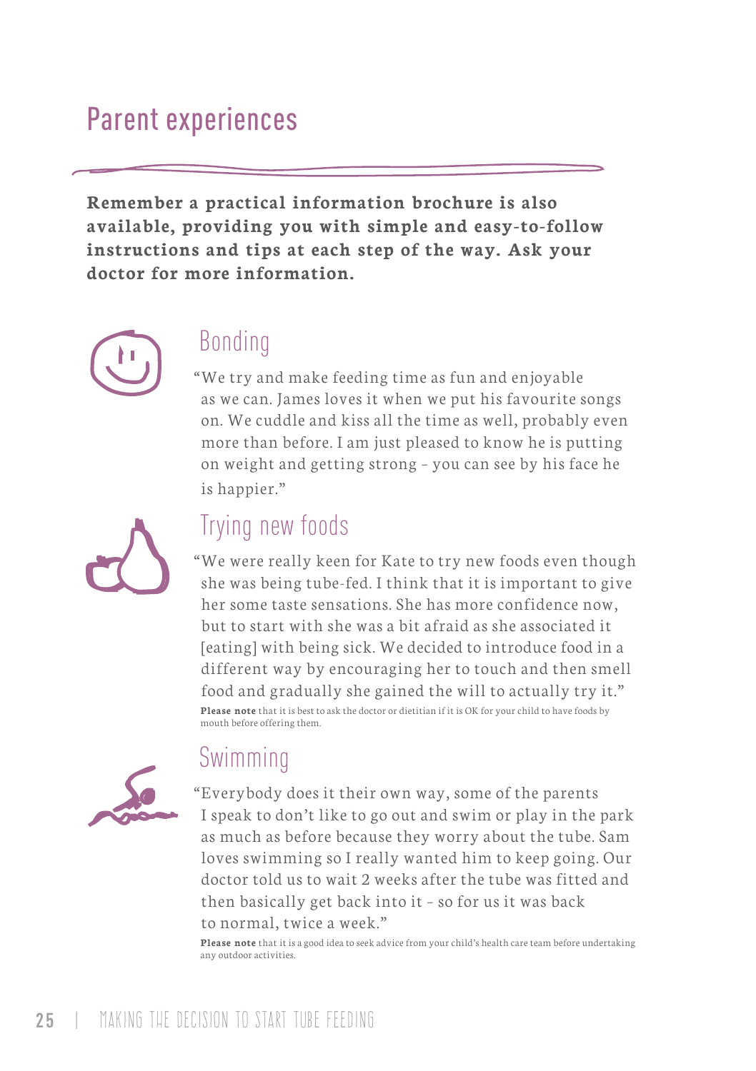# Parent experiences

**Remember a practical information brochure is also available, providing you with simple and easy-to-follow instructions and tips at each step of the way. Ask your doctor for more information.**

## Bonding

"We try and make feeding time as fun and enjoyable as we can. James loves it when we put his favourite songs on. We cuddle and kiss all the time as well, probably even more than before. I am just pleased to know he is putting on weight and getting strong – you can see by his face he is happier."

## Trying new foods

"We were really keen for Kate to try new foods even though she was being tube-fed. I think that it is important to give her some taste sensations. She has more confidence now, but to start with she was a bit afraid as she associated it [eating] with being sick. We decided to introduce food in a different way by encouraging her to touch and then smell food and gradually she gained the will to actually try it."

**Please note** that it is best to ask the doctor or dietitian if it is OK for your child to have foods by mouth before offering them.

## Swimming

"Everybody does it their own way, some of the parents I speak to don't like to go out and swim or play in the park as much as before because they worry about the tube. Sam loves swimming so I really wanted him to keep going. Our doctor told us to wait 2 weeks after the tube was fitted and then basically get back into it – so for us it was back to normal, twice a week."

**Please note** that it is a good idea to seek advice from your child's health care team before undertaking any outdoor activities.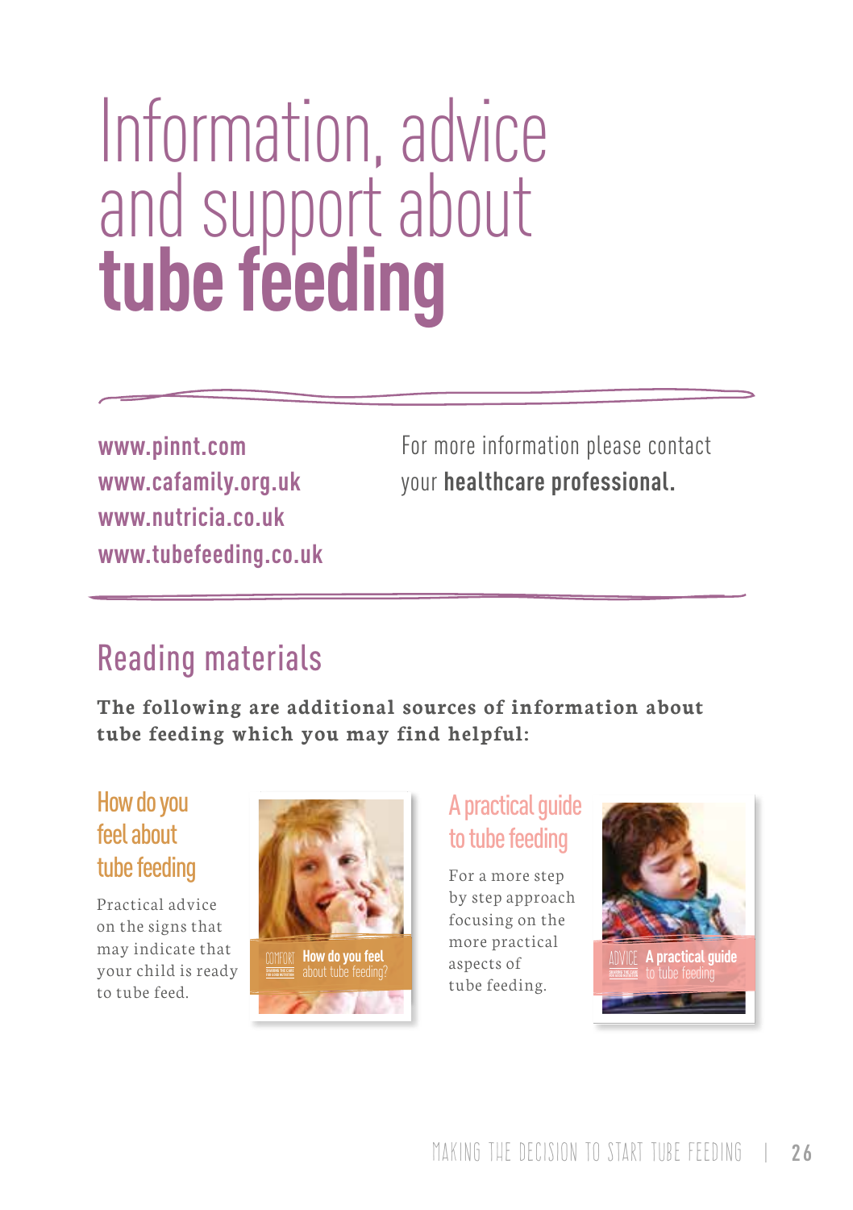# Information, advice and support about **tube feeding**

**www.pinnt.com**
**www.cafamily.org.uk**
**www.nutricia.co.uk**
**www.tubefeeding.co.uk**

For more information please contact your **healthcare professional.**

## Reading materials

**The following are additional sources of information about tube feeding which you may find helpful:**

### How do you feel about tube feeding

Practical advice on the signs that may indicate that your child is ready to tube feed.

### A practical guide to tube feeding

For a more step by step approach focusing on the more practical aspects of tube feeding.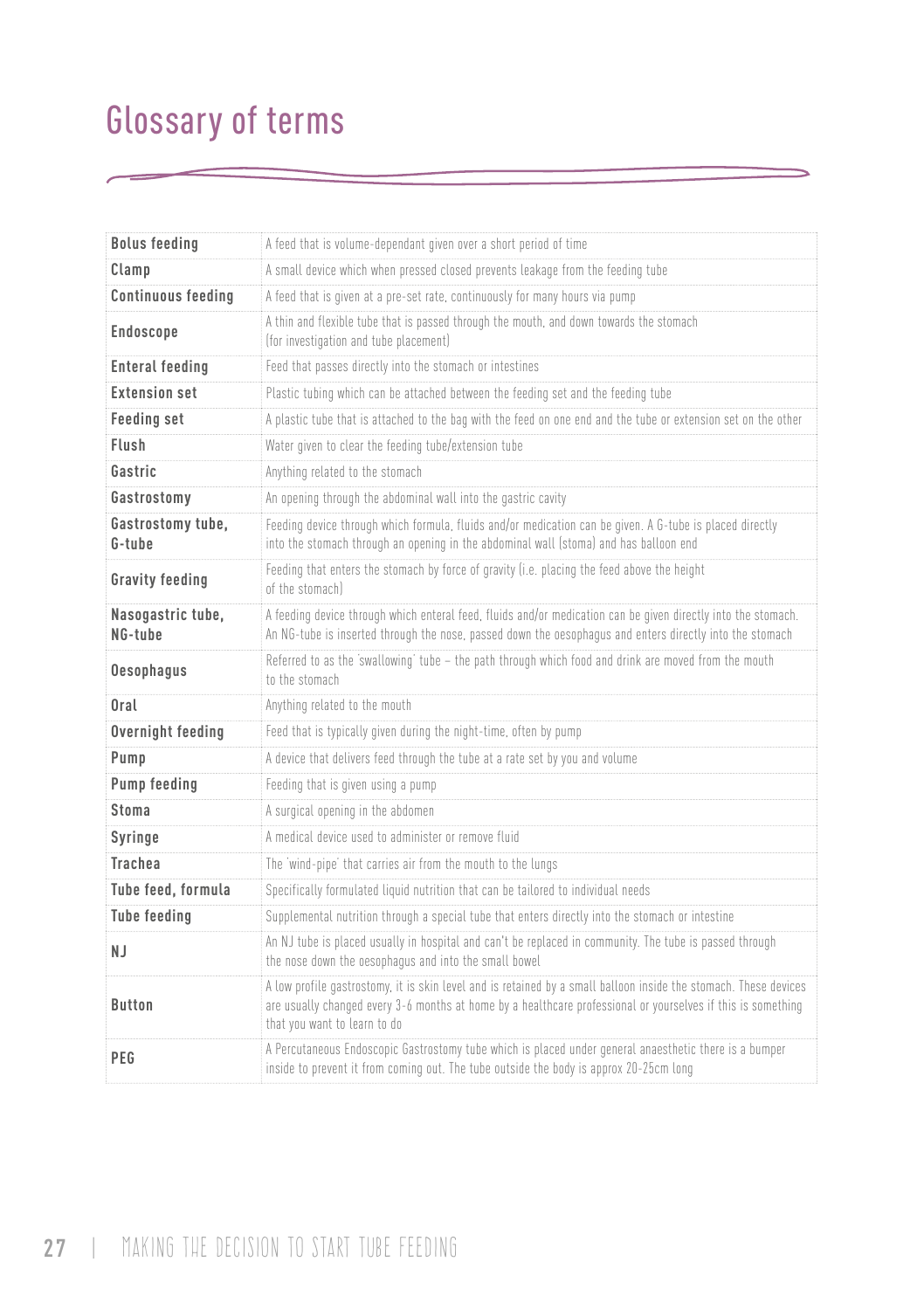# Glossary of terms

| | |
|---|---|
| **Bolus feeding** | A feed that is volume-dependant given over a short period of time |
| **Clamp** | A small device which when pressed closed prevents leakage from the feeding tube |
| **Continuous feeding** | A feed that is given at a pre-set rate, continuously for many hours via pump |
| **Endoscope** | A thin and flexible tube that is passed through the mouth, and down towards the stomach (for investigation and tube placement) |
| **Enteral feeding** | Feed that passes directly into the stomach or intestines |
| **Extension set** | Plastic tubing which can be attached between the feeding set and the feeding tube |
| **Feeding set** | A plastic tube that is attached to the bag with the feed on one end and the tube or extension set on the other |
| **Flush** | Water given to clear the feeding tube/extension tube |
| **Gastric** | Anything related to the stomach |
| **Gastrostomy** | An opening through the abdominal wall into the gastric cavity |
| **Gastrostomy tube, G-tube** | Feeding device through which formula, fluids and/or medication can be given. A G-tube is placed directly into the stomach through an opening in the abdominal wall (stoma) and has balloon end |
| **Gravity feeding** | Feeding that enters the stomach by force of gravity (i.e. placing the feed above the height of the stomach) |
| **Nasogastric tube, NG-tube** | A feeding device through which enteral feed, fluids and/or medication can be given directly into the stomach. An NG-tube is inserted through the nose, passed down the oesophagus and enters directly into the stomach |
| **Oesophagus** | Referred to as the 'swallowing' tube – the path through which food and drink are moved from the mouth to the stomach |
| **Oral** | Anything related to the mouth |
| **Overnight feeding** | Feed that is typically given during the night-time, often by pump |
| **Pump** | A device that delivers feed through the tube at a rate set by you and volume |
| **Pump feeding** | Feeding that is given using a pump |
| **Stoma** | A surgical opening in the abdomen |
| **Syringe** | A medical device used to administer or remove fluid |
| **Trachea** | The 'wind-pipe' that carries air from the mouth to the lungs |
| **Tube feed, formula** | Specifically formulated liquid nutrition that can be tailored to individual needs |
| **Tube feeding** | Supplemental nutrition through a special tube that enters directly into the stomach or intestine |
| **NJ** | An NJ tube is placed usually in hospital and can't be replaced in community. The tube is passed through the nose down the oesophagus and into the small bowel |
| **Button** | A low profile gastrostomy, it is skin level and is retained by a small balloon inside the stomach. These devices are usually changed every 3-6 months at home by a healthcare professional or yourselves if this is something that you want to learn to do |
| **PEG** | A Percutaneous Endoscopic Gastrostomy tube which is placed under general anaesthetic there is a bumper inside to prevent it from coming out. The tube outside the body is approx 20-25cm long |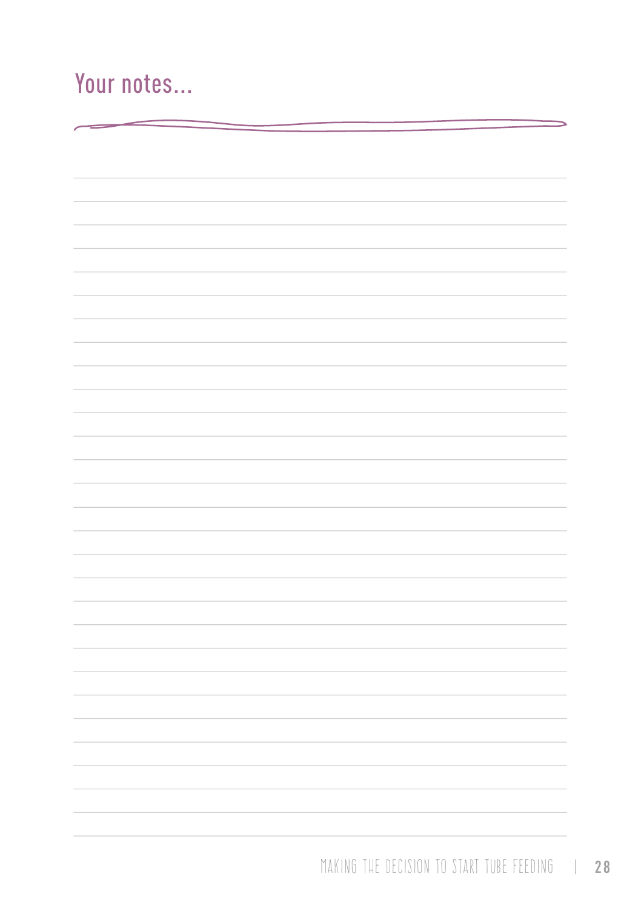## Your notes...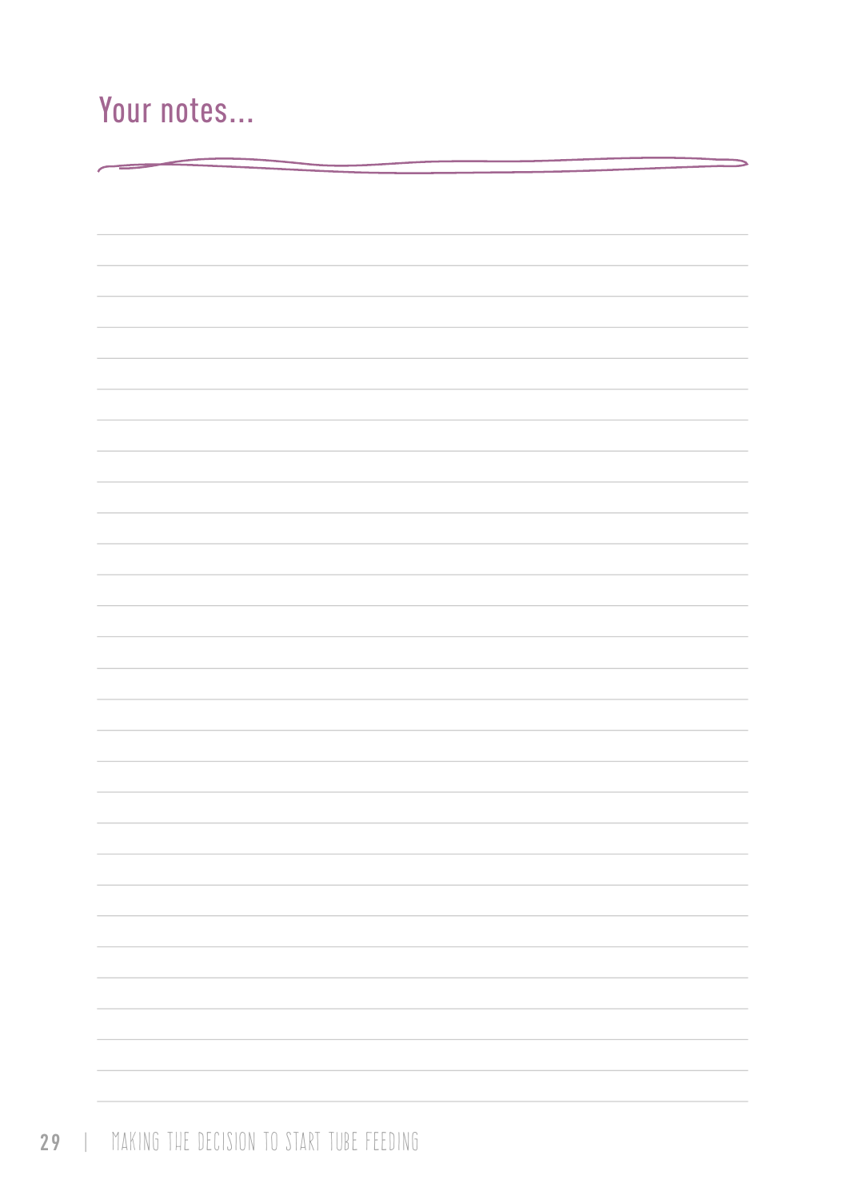## Your notes...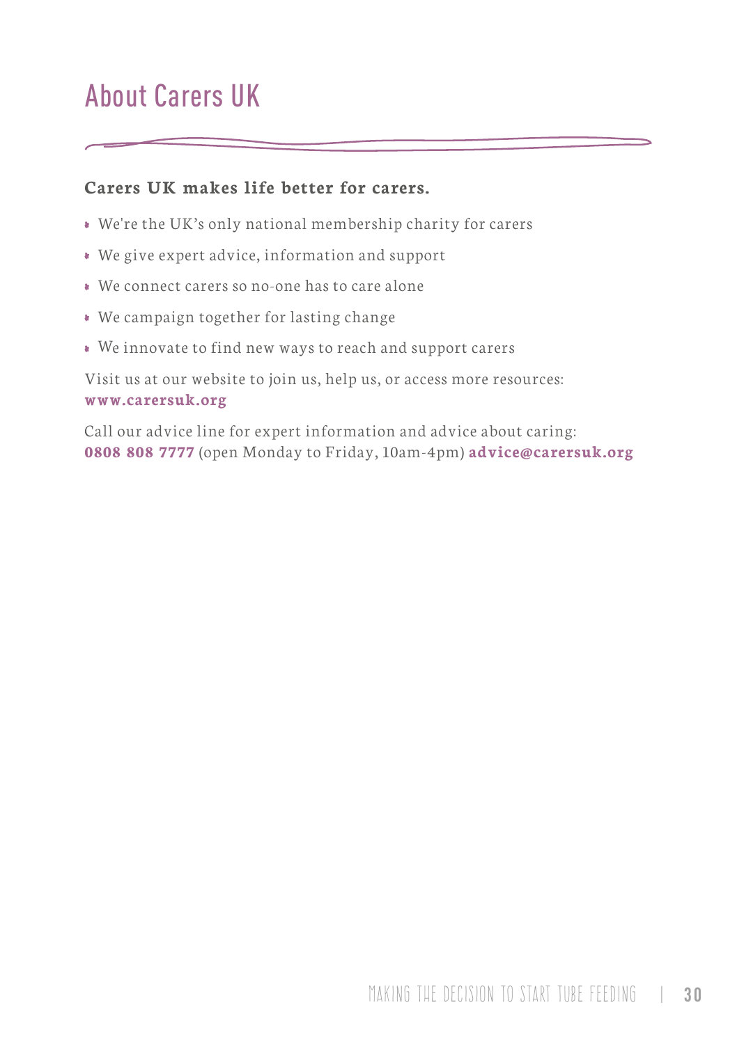# About Carers UK

**Carers UK makes life better for carers.**

- We're the UK's only national membership charity for carers
- We give expert advice, information and support
- We connect carers so no-one has to care alone
- We campaign together for lasting change
- We innovate to find new ways to reach and support carers

Visit us at our website to join us, help us, or access more resources: **www.carersuk.org**

Call our advice line for expert information and advice about caring: **0808 808 7777** (open Monday to Friday, 10am-4pm) **advice@carersuk.org**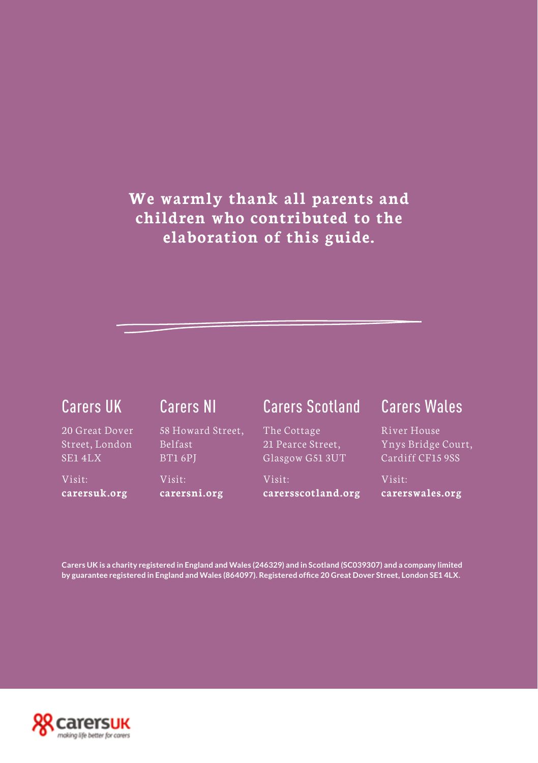**We warmly thank all parents and children who contributed to the elaboration of this guide.**

## Carers UK

20 Great Dover Street, London SE1 4LX

Visit: **carersuk.org**

## Carers NI

58 Howard Street, Belfast BT1 6PJ

Visit: **carersni.org**

## Carers Scotland

The Cottage
21 Pearce Street, Glasgow G51 3UT

Visit: **carersscotland.org**

## Carers Wales

River House
Ynys Bridge Court, Cardiff CF15 9SS

Visit: **carerswales.org**

**Carers UK is a charity registered in England and Wales (246329) and in Scotland (SC039307) and a company limited by guarantee registered in England and Wales (864097). Registered office 20 Great Dover Street, London SE1 4LX.**

carersUK
making life better for carers